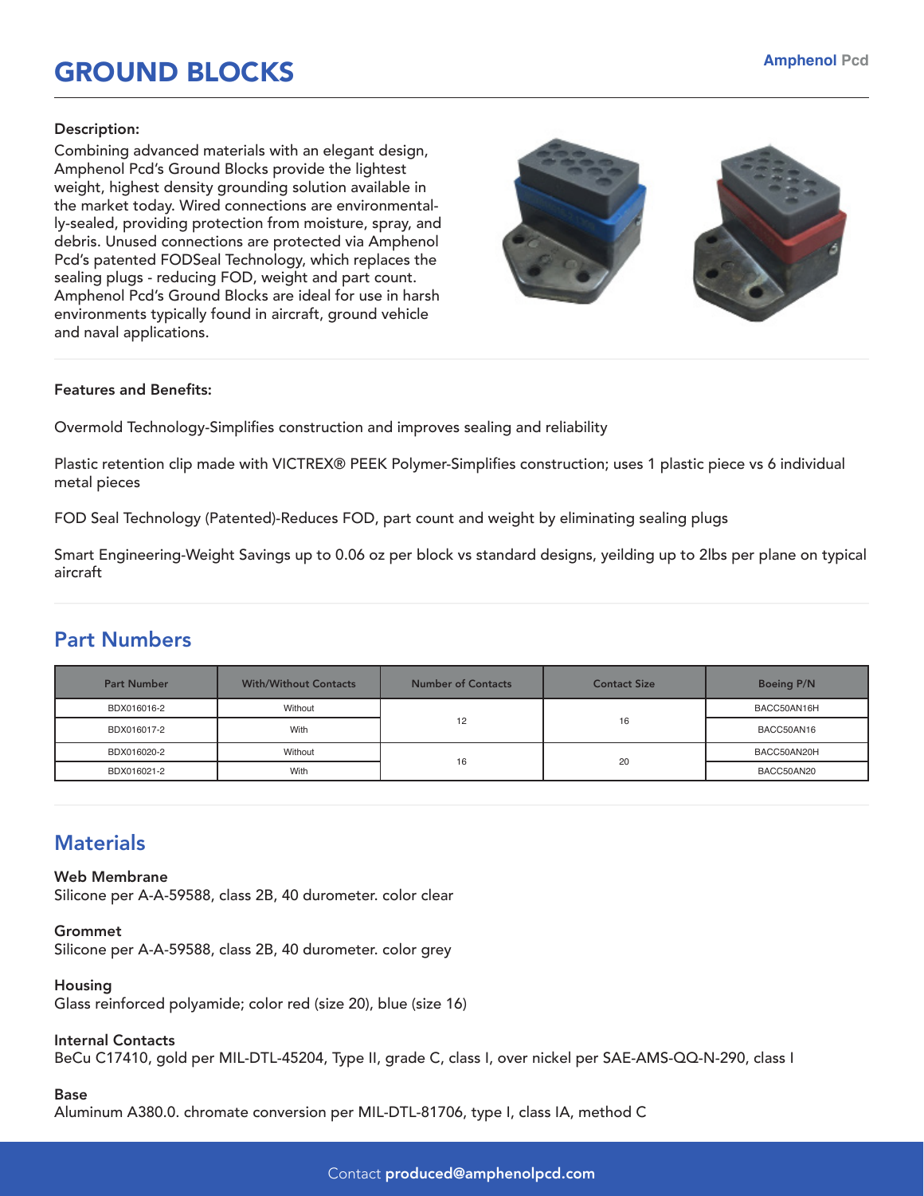# GROUND BLOCKS

**Description:**

Combining advanced materials with an elegant design, Amphenol Pcd's Ground Blocks provide the lightest weight, highest density grounding solution available in the market today. Wired connections are environmentally-sealed, providing protection from moisture, spray, and debris. Unused connections are protected via Amphenol Pcd's patented FODSeal Technology, which replaces the sealing plugs - reducing FOD, weight and part count. Amphenol Pcd's Ground Blocks are ideal for use in harsh environments typically found in aircraft, ground vehicle and naval applications.

**Features and Benefits:**

Overmold Technology-Simplifies construction and improves sealing and reliability

Plastic retention clip made with VICTREX® PEEK Polymer-Simplifies construction; uses 1 plastic piece vs 6 individual metal pieces

FOD Seal Technology (Patented)-Reduces FOD, part count and weight by eliminating sealing plugs

Smart Engineering-Weight Savings up to 0.06 oz per block vs standard designs, yeilding up to 2lbs per plane on typical aircraft

## Part Numbers

| Part Number | With/Without Contacts | Number of Contacts | Contact Size | Boeing P/N |
|---|---|---|---|---|
| BDX016016-2 | Without | 12 | 16 | BACC50AN16H |
| BDX016017-2 | With | | | BACC50AN16 |
| BDX016020-2 | Without | 16 | 20 | BACC50AN20H |
| BDX016021-2 | With | | | BACC50AN20 |

## Materials

**Web Membrane**
Silicone per A-A-59588, class 2B, 40 durometer. color clear

**Grommet**
Silicone per A-A-59588, class 2B, 40 durometer. color grey

**Housing**
Glass reinforced polyamide; color red (size 20), blue (size 16)

**Internal Contacts**
BeCu C17410, gold per MIL-DTL-45204, Type II, grade C, class I, over nickel per SAE-AMS-QQ-N-290, class I

**Base**
Aluminum A380.0. chromate conversion per MIL-DTL-81706, type I, class IA, method C

Contact **produced@amphenolpcd.com**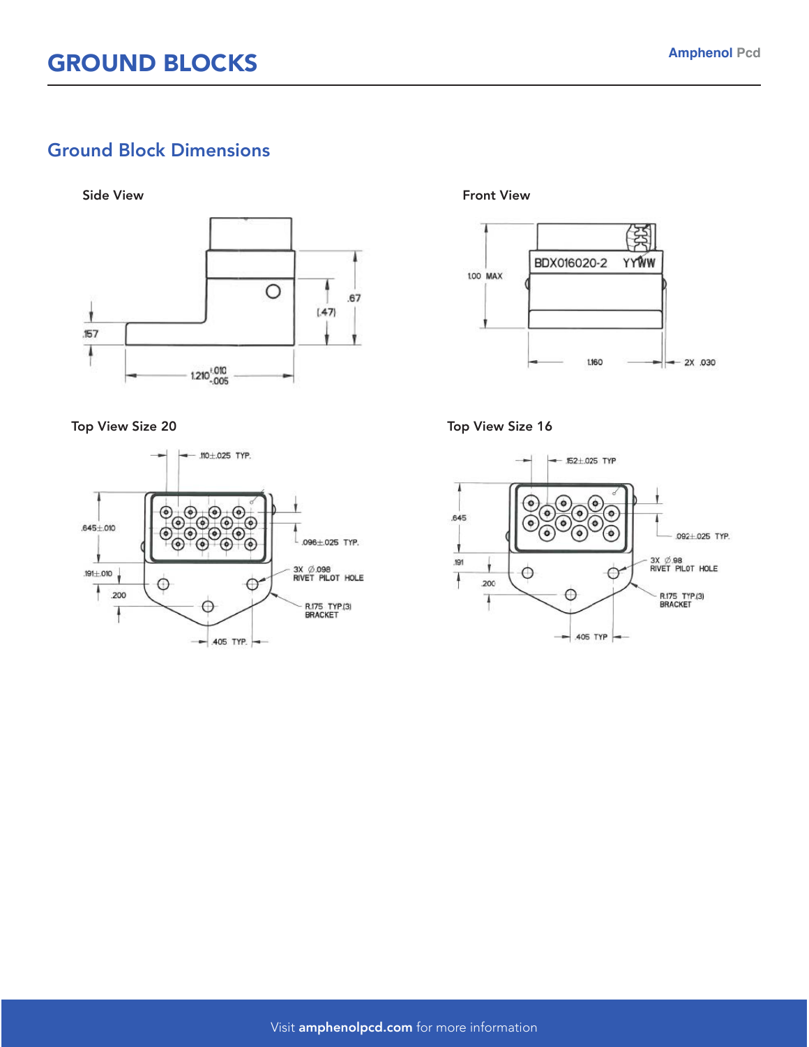# GROUND BLOCKS

## Ground Block Dimensions

### Side View

.157

1.210 +.010 -.005

[.47]

.67

### Front View

1.00 MAX

BDX016020-2 YYWW

1.160

2X .030

### Top View Size 20

.110±.025 TYP.

.645±.010

.096±.025 TYP.

.191±.010

.200

3X Ø.098 RIVET PILOT HOLE

R.175 TYP.(3) BRACKET

.405 TYP.

### Top View Size 16

.152±.025 TYP

.645

.092±.025 TYP.

.191

.200

3X Ø.98 RIVET PILOT HOLE

R.175 TYP.(3) BRACKET

.405 TYP